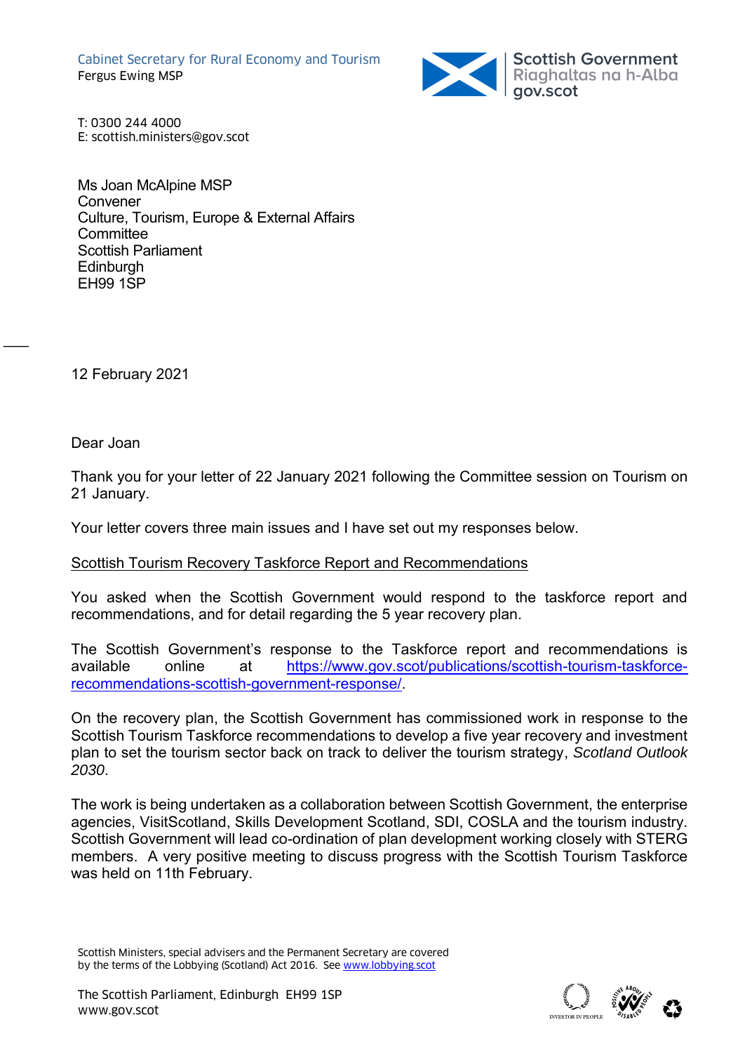Cabinet Secretary for Rural Economy and Tourism
Fergus Ewing MSP

Scottish Government
Riaghaltas na h-Alba
gov.scot

T: 0300 244 4000
E: scottish.ministers@gov.scot

Ms Joan McAlpine MSP
Convener
Culture, Tourism, Europe & External Affairs Committee
Scottish Parliament
Edinburgh
EH99 1SP

12 February 2021

Dear Joan

Thank you for your letter of 22 January 2021 following the Committee session on Tourism on 21 January.

Your letter covers three main issues and I have set out my responses below.

Scottish Tourism Recovery Taskforce Report and Recommendations

You asked when the Scottish Government would respond to the taskforce report and recommendations, and for detail regarding the 5 year recovery plan.

The Scottish Government's response to the Taskforce report and recommendations is available online at [https://www.gov.scot/publications/scottish-tourism-taskforce-recommendations-scottish-government-response/](https://www.gov.scot/publications/scottish-tourism-taskforce-recommendations-scottish-government-response/).

On the recovery plan, the Scottish Government has commissioned work in response to the Scottish Tourism Taskforce recommendations to develop a five year recovery and investment plan to set the tourism sector back on track to deliver the tourism strategy, *Scotland Outlook 2030*.

The work is being undertaken as a collaboration between Scottish Government, the enterprise agencies, VisitScotland, Skills Development Scotland, SDI, COSLA and the tourism industry. Scottish Government will lead co-ordination of plan development working closely with STERG members. A very positive meeting to discuss progress with the Scottish Tourism Taskforce was held on 11th February.

Scottish Ministers, special advisers and the Permanent Secretary are covered by the terms of the Lobbying (Scotland) Act 2016. See [www.lobbying.scot](www.lobbying.scot)

The Scottish Parliament, Edinburgh EH99 1SP
www.gov.scot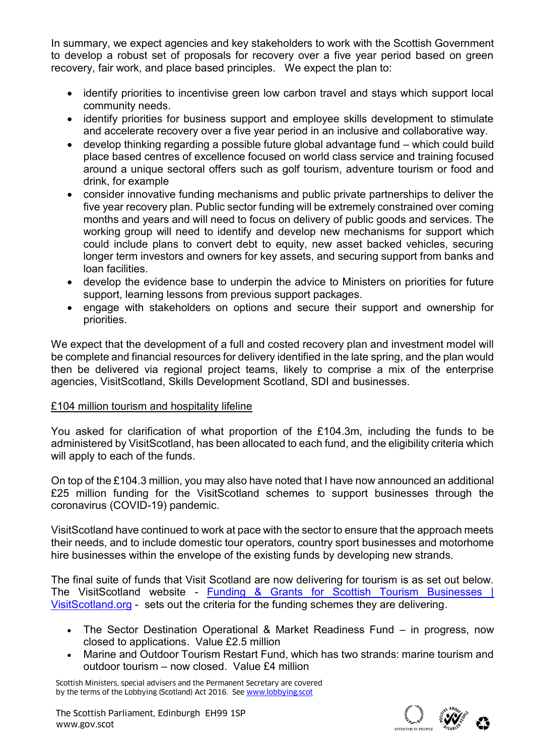In summary, we expect agencies and key stakeholders to work with the Scottish Government to develop a robust set of proposals for recovery over a five year period based on green recovery, fair work, and place based principles. We expect the plan to:

- identify priorities to incentivise green low carbon travel and stays which support local community needs.
- identify priorities for business support and employee skills development to stimulate and accelerate recovery over a five year period in an inclusive and collaborative way.
- develop thinking regarding a possible future global advantage fund – which could build place based centres of excellence focused on world class service and training focused around a unique sectoral offers such as golf tourism, adventure tourism or food and drink, for example
- consider innovative funding mechanisms and public private partnerships to deliver the five year recovery plan. Public sector funding will be extremely constrained over coming months and years and will need to focus on delivery of public goods and services. The working group will need to identify and develop new mechanisms for support which could include plans to convert debt to equity, new asset backed vehicles, securing longer term investors and owners for key assets, and securing support from banks and loan facilities.
- develop the evidence base to underpin the advice to Ministers on priorities for future support, learning lessons from previous support packages.
- engage with stakeholders on options and secure their support and ownership for priorities.

We expect that the development of a full and costed recovery plan and investment model will be complete and financial resources for delivery identified in the late spring, and the plan would then be delivered via regional project teams, likely to comprise a mix of the enterprise agencies, VisitScotland, Skills Development Scotland, SDI and businesses.

£104 million tourism and hospitality lifeline

You asked for clarification of what proportion of the £104.3m, including the funds to be administered by VisitScotland, has been allocated to each fund, and the eligibility criteria which will apply to each of the funds.

On top of the £104.3 million, you may also have noted that I have now announced an additional £25 million funding for the VisitScotland schemes to support businesses through the coronavirus (COVID-19) pandemic.

VisitScotland have continued to work at pace with the sector to ensure that the approach meets their needs, and to include domestic tour operators, country sport businesses and motorhome hire businesses within the envelope of the existing funds by developing new strands.

The final suite of funds that Visit Scotland are now delivering for tourism is as set out below. The VisitScotland website - Funding & Grants for Scottish Tourism Businesses | VisitScotland.org - sets out the criteria for the funding schemes they are delivering.

- The Sector Destination Operational & Market Readiness Fund – in progress, now closed to applications. Value £2.5 million
- Marine and Outdoor Tourism Restart Fund, which has two strands: marine tourism and outdoor tourism – now closed. Value £4 million

Scottish Ministers, special advisers and the Permanent Secretary are covered by the terms of the Lobbying (Scotland) Act 2016. See www.lobbying.scot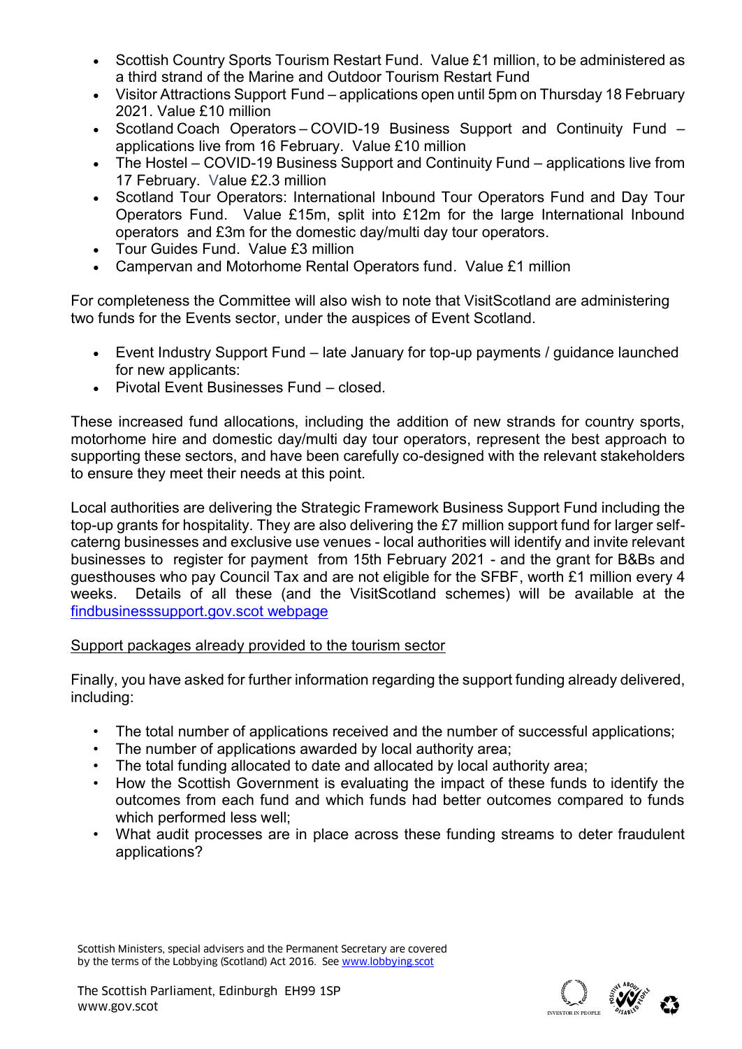- Scottish Country Sports Tourism Restart Fund. Value £1 million, to be administered as a third strand of the Marine and Outdoor Tourism Restart Fund
- Visitor Attractions Support Fund – applications open until 5pm on Thursday 18 February 2021. Value £10 million
- Scotland Coach Operators – COVID-19 Business Support and Continuity Fund – applications live from 16 February. Value £10 million
- The Hostel – COVID-19 Business Support and Continuity Fund – applications live from 17 February. Value £2.3 million
- Scotland Tour Operators: International Inbound Tour Operators Fund and Day Tour Operators Fund. Value £15m, split into £12m for the large International Inbound operators and £3m for the domestic day/multi day tour operators.
- Tour Guides Fund. Value £3 million
- Campervan and Motorhome Rental Operators fund. Value £1 million

For completeness the Committee will also wish to note that VisitScotland are administering two funds for the Events sector, under the auspices of Event Scotland.

- Event Industry Support Fund – late January for top-up payments / guidance launched for new applicants:
- Pivotal Event Businesses Fund – closed.

These increased fund allocations, including the addition of new strands for country sports, motorhome hire and domestic day/multi day tour operators, represent the best approach to supporting these sectors, and have been carefully co-designed with the relevant stakeholders to ensure they meet their needs at this point.

Local authorities are delivering the Strategic Framework Business Support Fund including the top-up grants for hospitality. They are also delivering the £7 million support fund for larger self-caterng businesses and exclusive use venues - local authorities will identify and invite relevant businesses to register for payment from 15th February 2021 - and the grant for B&Bs and guesthouses who pay Council Tax and are not eligible for the SFBF, worth £1 million every 4 weeks. Details of all these (and the VisitScotland schemes) will be available at the [findbusinesssupport.gov.scot webpage]

Support packages already provided to the tourism sector

Finally, you have asked for further information regarding the support funding already delivered, including:

- The total number of applications received and the number of successful applications;
- The number of applications awarded by local authority area;
- The total funding allocated to date and allocated by local authority area;
- How the Scottish Government is evaluating the impact of these funds to identify the outcomes from each fund and which funds had better outcomes compared to funds which performed less well;
- What audit processes are in place across these funding streams to deter fraudulent applications?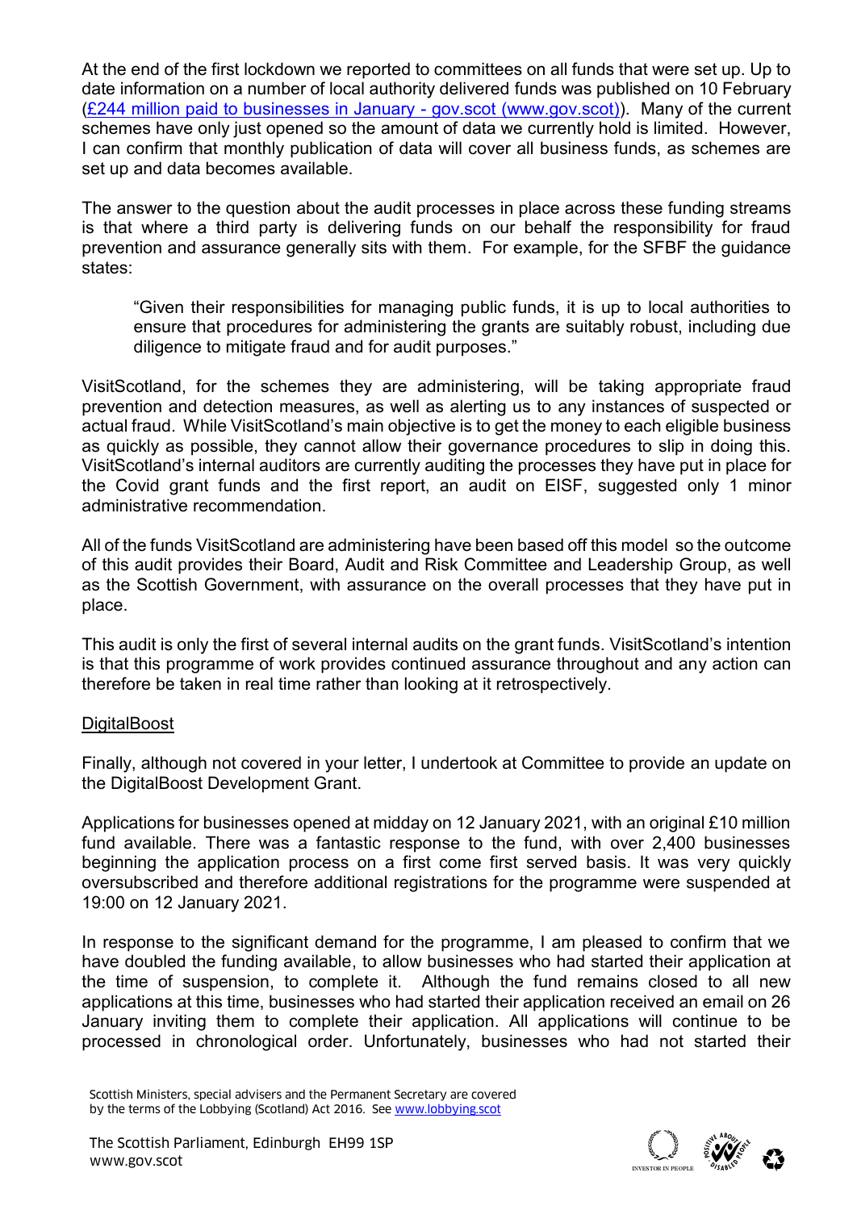At the end of the first lockdown we reported to committees on all funds that were set up. Up to date information on a number of local authority delivered funds was published on 10 February ([£244 million paid to businesses in January - gov.scot (www.gov.scot)](https://www.gov.scot)). Many of the current schemes have only just opened so the amount of data we currently hold is limited. However, I can confirm that monthly publication of data will cover all business funds, as schemes are set up and data becomes available.

The answer to the question about the audit processes in place across these funding streams is that where a third party is delivering funds on our behalf the responsibility for fraud prevention and assurance generally sits with them. For example, for the SFBF the guidance states:

> "Given their responsibilities for managing public funds, it is up to local authorities to ensure that procedures for administering the grants are suitably robust, including due diligence to mitigate fraud and for audit purposes."

VisitScotland, for the schemes they are administering, will be taking appropriate fraud prevention and detection measures, as well as alerting us to any instances of suspected or actual fraud. While VisitScotland's main objective is to get the money to each eligible business as quickly as possible, they cannot allow their governance procedures to slip in doing this. VisitScotland's internal auditors are currently auditing the processes they have put in place for the Covid grant funds and the first report, an audit on EISF, suggested only 1 minor administrative recommendation.

All of the funds VisitScotland are administering have been based off this model so the outcome of this audit provides their Board, Audit and Risk Committee and Leadership Group, as well as the Scottish Government, with assurance on the overall processes that they have put in place.

This audit is only the first of several internal audits on the grant funds. VisitScotland's intention is that this programme of work provides continued assurance throughout and any action can therefore be taken in real time rather than looking at it retrospectively.

<u>DigitalBoost</u>

Finally, although not covered in your letter, I undertook at Committee to provide an update on the DigitalBoost Development Grant.

Applications for businesses opened at midday on 12 January 2021, with an original £10 million fund available. There was a fantastic response to the fund, with over 2,400 businesses beginning the application process on a first come first served basis. It was very quickly oversubscribed and therefore additional registrations for the programme were suspended at 19:00 on 12 January 2021.

In response to the significant demand for the programme, I am pleased to confirm that we have doubled the funding available, to allow businesses who had started their application at the time of suspension, to complete it. Although the fund remains closed to all new applications at this time, businesses who had started their application received an email on 26 January inviting them to complete their application. All applications will continue to be processed in chronological order. Unfortunately, businesses who had not started their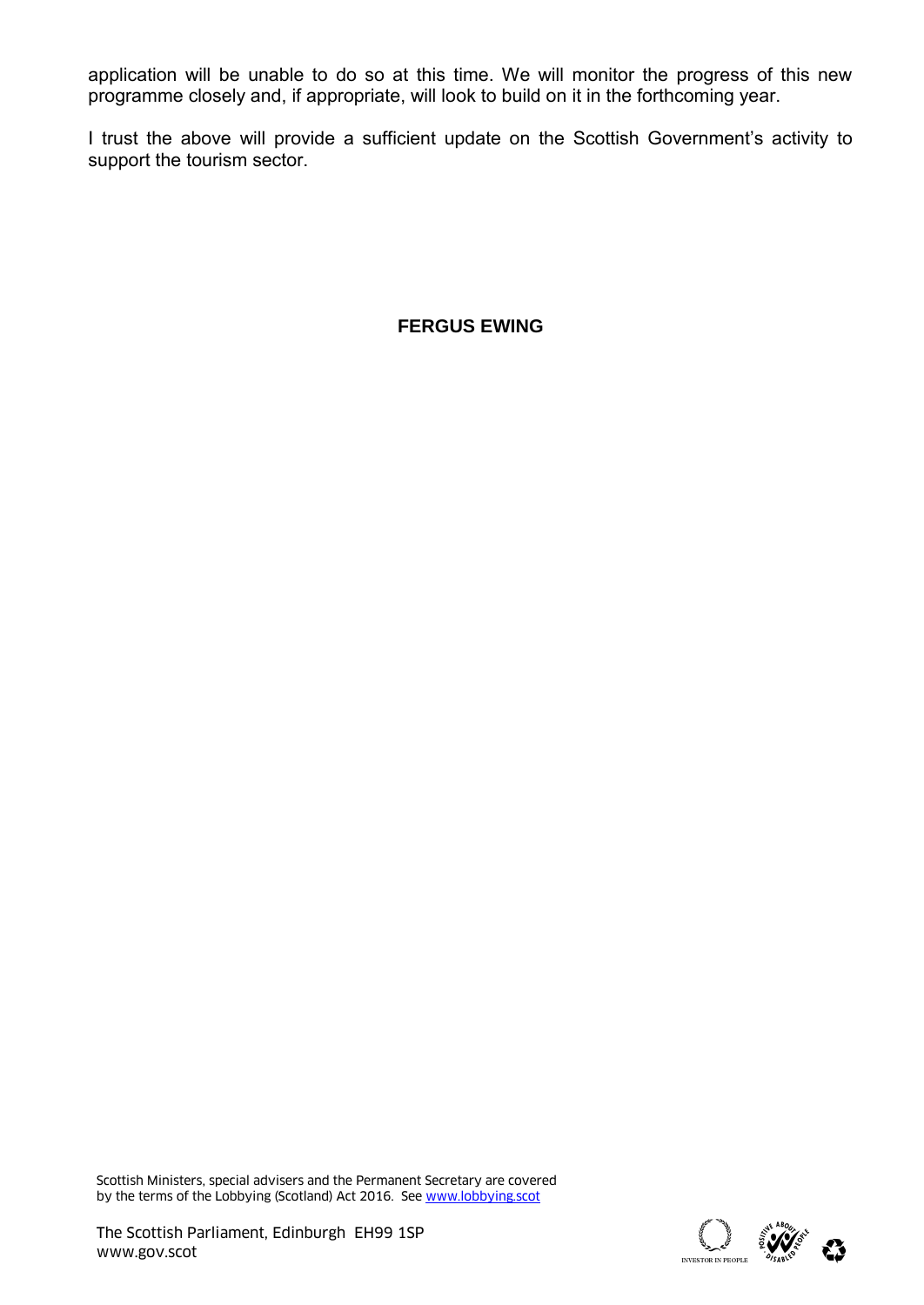application will be unable to do so at this time. We will monitor the progress of this new programme closely and, if appropriate, will look to build on it in the forthcoming year.

I trust the above will provide a sufficient update on the Scottish Government's activity to support the tourism sector.

**FERGUS EWING**

Scottish Ministers, special advisers and the Permanent Secretary are covered by the terms of the Lobbying (Scotland) Act 2016. See www.lobbying.scot

The Scottish Parliament, Edinburgh EH99 1SP
www.gov.scot